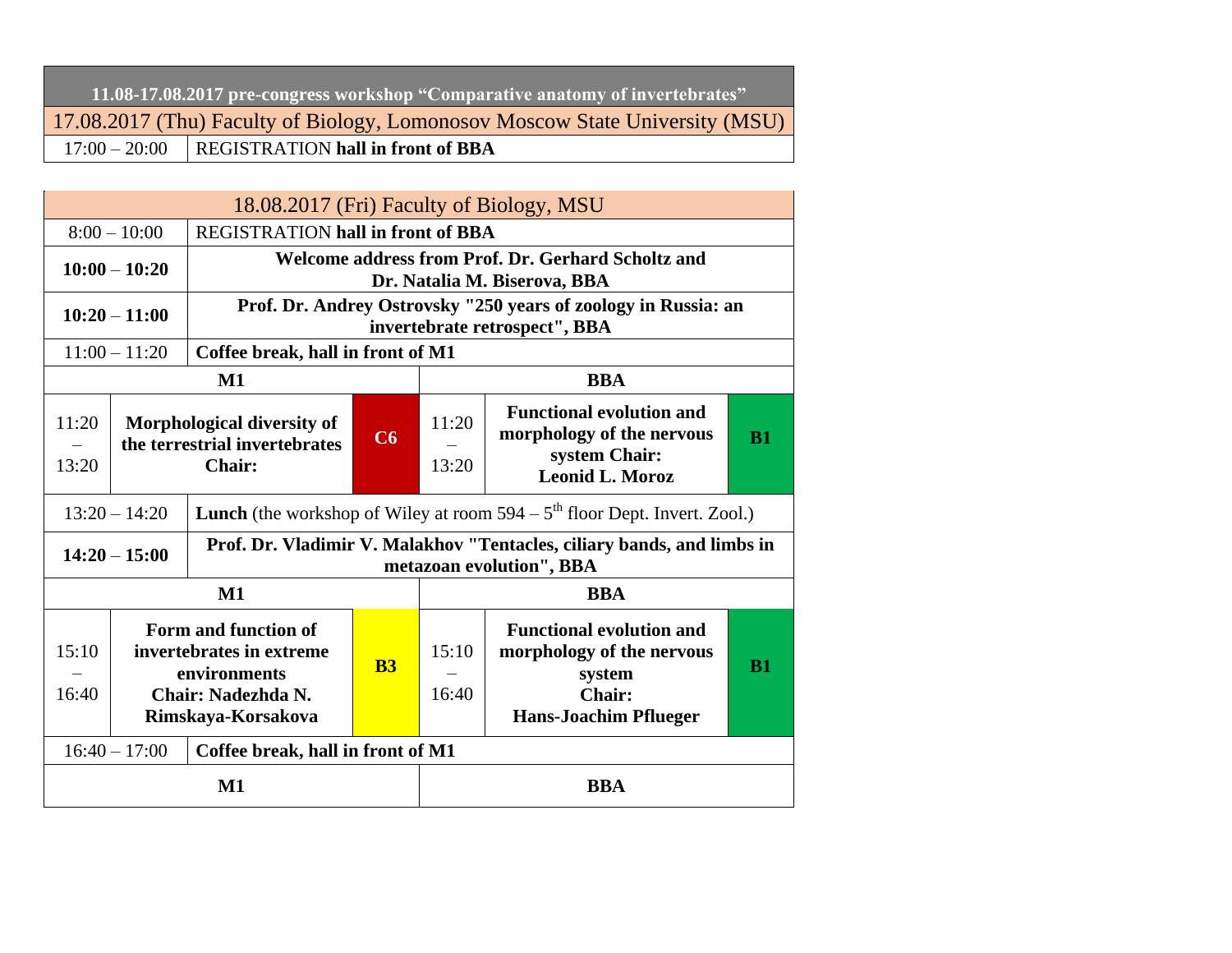| 11.08-17.08.2017 pre-congress workshop "Comparative anatomy of invertebrates" | |
|---|---|
| 17.08.2017 (Thu) Faculty of Biology, Lomonosov Moscow State University (MSU) | |
| 17:00 – 20:00 | REGISTRATION **hall in front of BBA** |

| 18.08.2017 (Fri) Faculty of Biology, MSU | | | | | |
|---|---|---|---|---|---|
| 8:00 – 10:00 | REGISTRATION **hall in front of BBA** | | | | |
| **10:00 – 10:20** | **Welcome address from Prof. Dr. Gerhard Scholtz and Dr. Natalia M. Biserova, BBA** | | | | |
| **10:20 – 11:00** | **Prof. Dr. Andrey Ostrovsky "250 years of zoology in Russia: an invertebrate retrospect", BBA** | | | | |
| 11:00 – 11:20 | **Coffee break, hall in front of M1** | | | | |
| **M1** | | | **BBA** | | |
| 11:20 – 13:20 | **Morphological diversity of the terrestrial invertebrates Chair:** | **C6** | 11:20 – 13:20 | **Functional evolution and morphology of the nervous system Chair: Leonid L. Moroz** | **B1** |
| 13:20 – 14:20 | **Lunch** (the workshop of Wiley at room 594 – 5th floor Dept. Invert. Zool.) | | | | |
| **14:20 – 15:00** | **Prof. Dr. Vladimir V. Malakhov "Tentacles, ciliary bands, and limbs in metazoan evolution", BBA** | | | | |
| **M1** | | | **BBA** | | |
| 15:10 – 16:40 | **Form and function of invertebrates in extreme environments Chair: Nadezhda N. Rimskaya-Korsakova** | **B3** | 15:10 – 16:40 | **Functional evolution and morphology of the nervous system Chair: Hans-Joachim Pflueger** | **B1** |
| 16:40 – 17:00 | **Coffee break, hall in front of M1** | | | | |
| **M1** | | | **BBA** | | |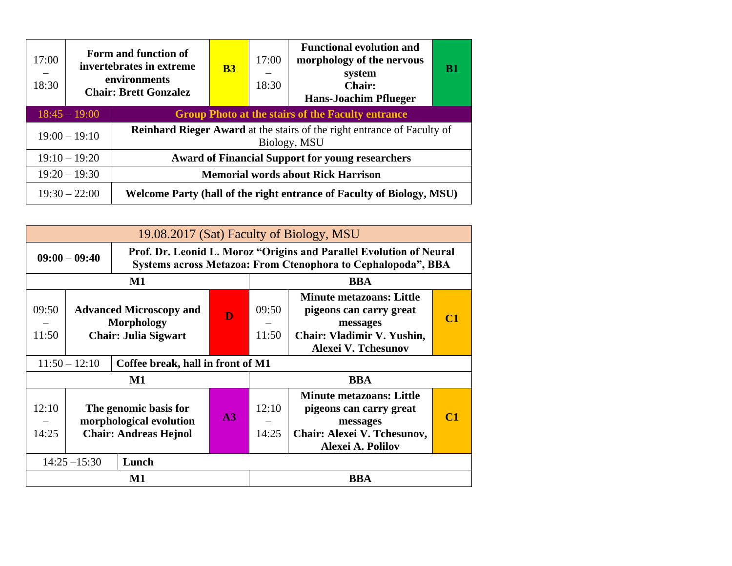| | | | | | |
|---|---|---|---|---|---|
| 17:00 – 18:30 | **Form and function of invertebrates in extreme environments Chair: Brett Gonzalez** | **B3** | 17:00 – 18:30 | **Functional evolution and morphology of the nervous system Chair: Hans-Joachim Pflueger** | **B1** |
| 18:45 – 19:00 | **Group Photo at the stairs of the Faculty entrance** | | | | |
| 19:00 – 19:10 | **Reinhard Rieger Award** at the stairs of the right entrance of Faculty of Biology, MSU | | | | |
| 19:10 – 19:20 | **Award of Financial Support for young researchers** | | | | |
| 19:20 – 19:30 | **Memorial words about Rick Harrison** | | | | |
| 19:30 – 22:00 | **Welcome Party (hall of the right entrance of Faculty of Biology, MSU)** | | | | |

| 19.08.2017 (Sat) Faculty of Biology, MSU | | | | | |
|---|---|---|---|---|---|
| **09:00 – 09:40** | **Prof. Dr. Leonid L. Moroz "Origins and Parallel Evolution of Neural Systems across Metazoa: From Ctenophora to Cephalopoda", BBA** | | | | |
| **M1** | | | **BBA** | | |
| 09:50 – 11:50 | **Advanced Microscopy and Morphology Chair: Julia Sigwart** | **D** | 09:50 – 11:50 | **Minute metazoans: Little pigeons can carry great messages Chair: Vladimir V. Yushin, Alexei V. Tchesunov** | **C1** |
| 11:50 – 12:10 | **Coffee break, hall in front of M1** | | | | |
| **M1** | | | **BBA** | | |
| 12:10 – 14:25 | **The genomic basis for morphological evolution Chair: Andreas Hejnol** | **A3** | 12:10 – 14:25 | **Minute metazoans: Little pigeons can carry great messages Chair: Alexei V. Tchesunov, Alexei A. Polilov** | **C1** |
| 14:25 –15:30 | **Lunch** | | | | |
| **M1** | | | **BBA** | | |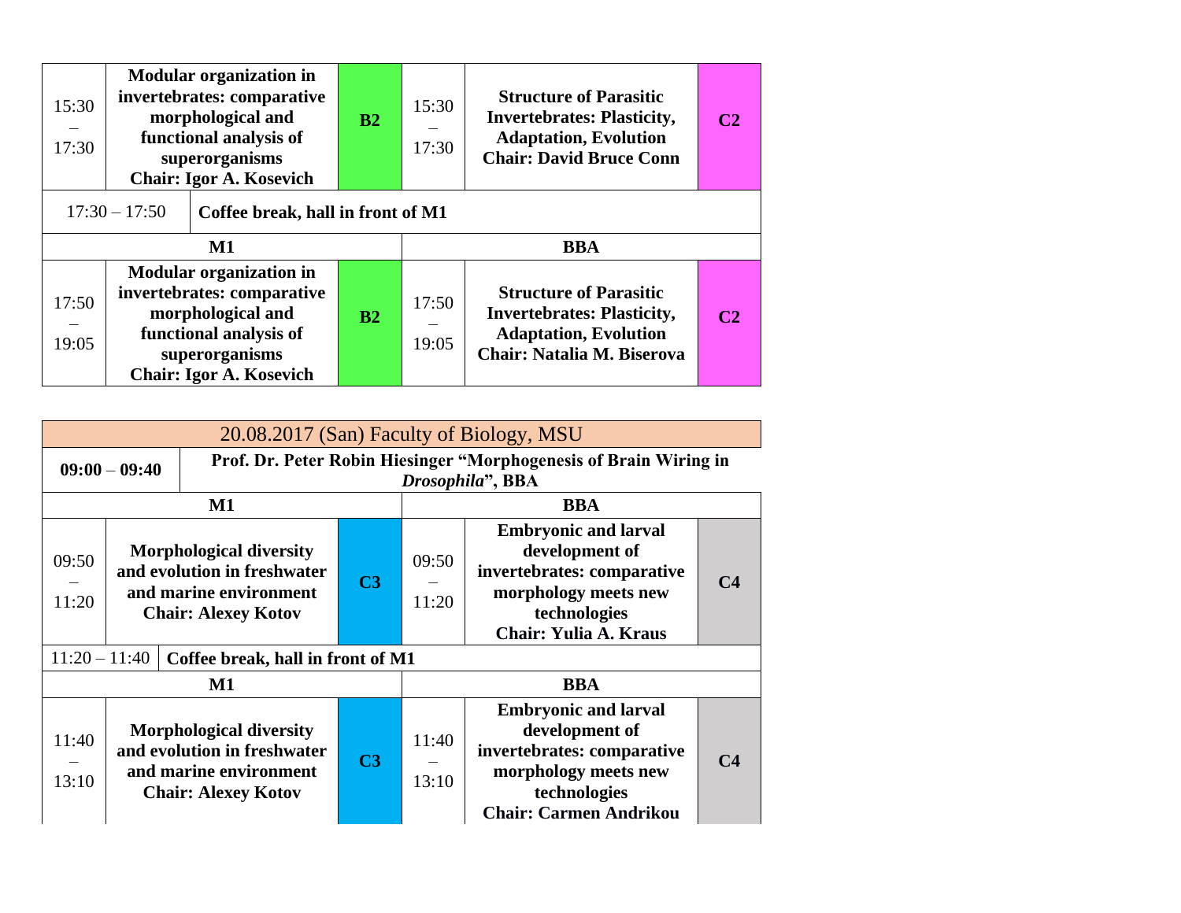| | | | | | |
|---|---|---|---|---|---|
| 15:30 – 17:30 | **Modular organization in invertebrates: comparative morphological and functional analysis of superorganisms Chair: Igor A. Kosevich** | **B2** | 15:30 – 17:30 | **Structure of Parasitic Invertebrates: Plasticity, Adaptation, Evolution Chair: David Bruce Conn** | **C2** |
| 17:30 – 17:50 | **Coffee break, hall in front of M1** | | | | |
| **M1** | | | **BBA** | | |
| 17:50 – 19:05 | **Modular organization in invertebrates: comparative morphological and functional analysis of superorganisms Chair: Igor A. Kosevich** | **B2** | 17:50 – 19:05 | **Structure of Parasitic Invertebrates: Plasticity, Adaptation, Evolution Chair: Natalia M. Biserova** | **C2** |

| 20.08.2017 (San) Faculty of Biology, MSU | | | | | |
|---|---|---|---|---|---|
| **09:00 – 09:40** | **Prof. Dr. Peter Robin Hiesinger "Morphogenesis of Brain Wiring in *Drosophila*", BBA** | | | | |
| **M1** | | | **BBA** | | |
| 09:50 – 11:20 | **Morphological diversity and evolution in freshwater and marine environment Chair: Alexey Kotov** | **C3** | 09:50 – 11:20 | **Embryonic and larval development of invertebrates: comparative morphology meets new technologies Chair: Yulia A. Kraus** | **C4** |
| 11:20 – 11:40 | **Coffee break, hall in front of M1** | | | | |
| **M1** | | | **BBA** | | |
| 11:40 – 13:10 | **Morphological diversity and evolution in freshwater and marine environment Chair: Alexey Kotov** | **C3** | 11:40 – 13:10 | **Embryonic and larval development of invertebrates: comparative morphology meets new technologies Chair: Carmen Andrikou** | **C4** |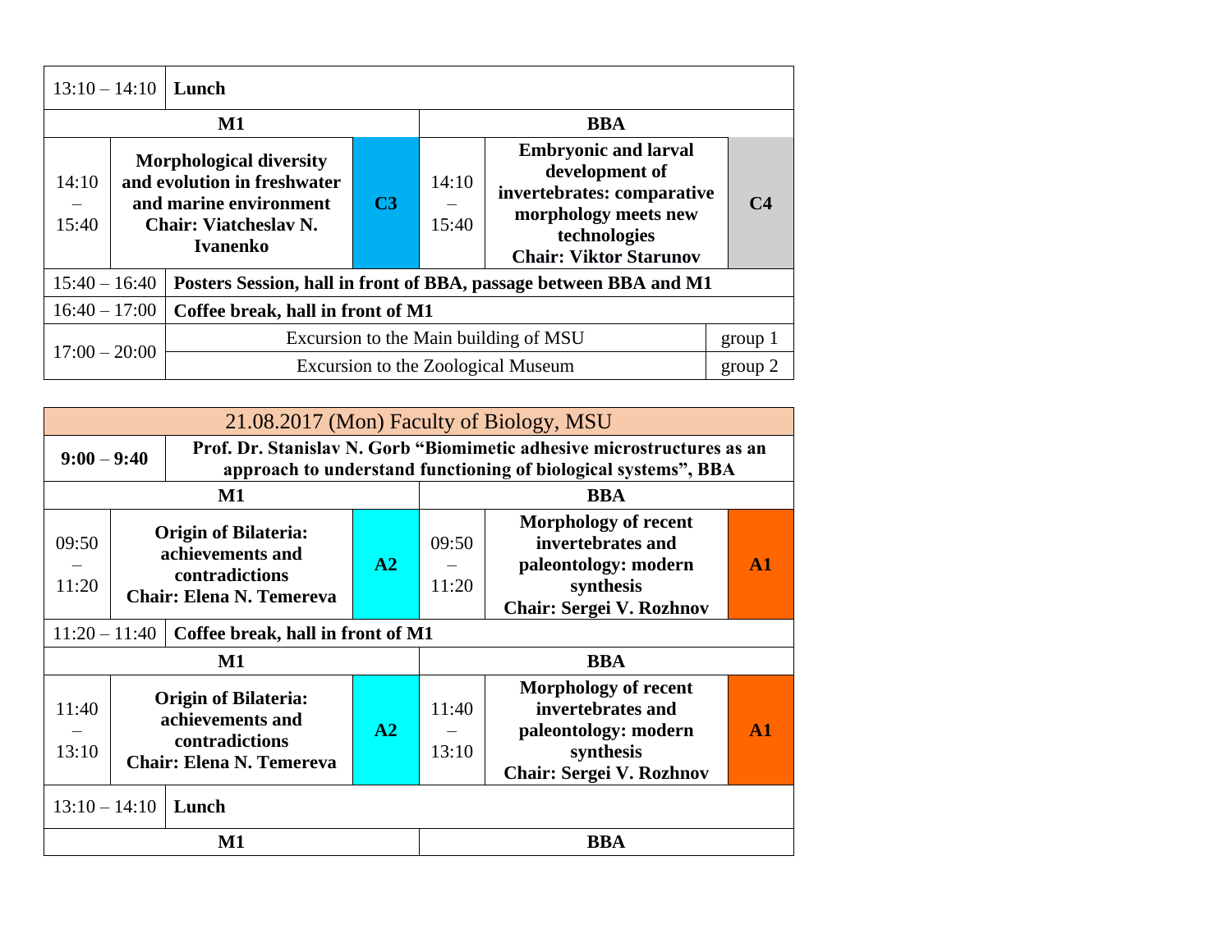| | | | | | |
|---|---|---|---|---|---|
| 13:10 – 14:10 | **Lunch** | | | | |
| **M1** | | | **BBA** | | |
| 14:10 – 15:40 | **Morphological diversity and evolution in freshwater and marine environment Chair: Viatcheslav N. Ivanenko** | **C3** | 14:10 – 15:40 | **Embryonic and larval development of invertebrates: comparative morphology meets new technologies Chair: Viktor Starunov** | **C4** |
| 15:40 – 16:40 | **Posters Session, hall in front of BBA, passage between BBA and M1** | | | | |
| 16:40 – 17:00 | **Coffee break, hall in front of M1** | | | | |
| 17:00 – 20:00 | Excursion to the Main building of MSU | | | | group 1 |
| | Excursion to the Zoological Museum | | | | group 2 |

| | | | | | |
|---|---|---|---|---|---|
| 21.08.2017 (Mon) Faculty of Biology, MSU | | | | | |
| **9:00 – 9:40** | **Prof. Dr. Stanislav N. Gorb "Biomimetic adhesive microstructures as an approach to understand functioning of biological systems", BBA** | | | | |
| **M1** | | | **BBA** | | |
| 09:50 – 11:20 | **Origin of Bilateria: achievements and contradictions Chair: Elena N. Temereva** | **A2** | 09:50 – 11:20 | **Morphology of recent invertebrates and paleontology: modern synthesis Chair: Sergei V. Rozhnov** | **A1** |
| 11:20 – 11:40 | **Coffee break, hall in front of M1** | | | | |
| **M1** | | | **BBA** | | |
| 11:40 – 13:10 | **Origin of Bilateria: achievements and contradictions Chair: Elena N. Temereva** | **A2** | 11:40 – 13:10 | **Morphology of recent invertebrates and paleontology: modern synthesis Chair: Sergei V. Rozhnov** | **A1** |
| 13:10 – 14:10 | **Lunch** | | | | |
| **M1** | | | **BBA** | | |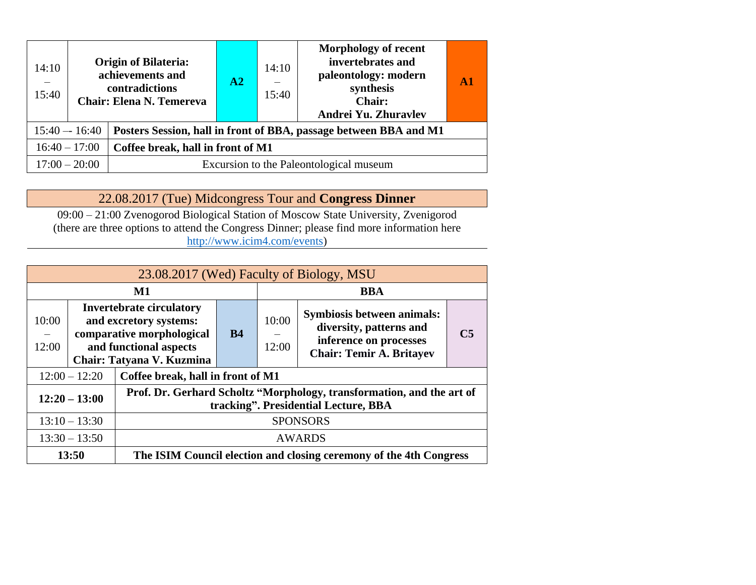| | | | | | |
|---|---|---|---|---|---|
| 14:10 – 15:40 | **Origin of Bilateria: achievements and contradictions Chair: Elena N. Temereva** | **A2** | 14:10 – 15:40 | **Morphology of recent invertebrates and paleontology: modern synthesis Chair: Andrei Yu. Zhuravlev** | **A1** |
| 15:40 –- 16:40 | **Posters Session, hall in front of BBA, passage between BBA and M1** | | | | |
| 16:40 – 17:00 | **Coffee break, hall in front of M1** | | | | |
| 17:00 – 20:00 | Excursion to the Paleontological museum | | | | |

## 22.08.2017 (Tue) Midcongress Tour and **Congress Dinner**

09:00 – 21:00 Zvenogorod Biological Station of Moscow State University, Zvenigorod (there are three options to attend the Congress Dinner; please find more information here http://www.icim4.com/events)

## 23.08.2017 (Wed) Faculty of Biology, MSU

| **M1** | | | **BBA** | | |
|---|---|---|---|---|---|
| 10:00 – 12:00 | **Invertebrate circulatory and excretory systems: comparative morphological and functional aspects Chair: Tatyana V. Kuzmina** | **B4** | 10:00 – 12:00 | **Symbiosis between animals: diversity, patterns and inference on processes Chair: Temir A. Britayev** | **C5** |
| 12:00 – 12:20 | **Coffee break, hall in front of M1** | | | | |
| **12:20 – 13:00** | **Prof. Dr. Gerhard Scholtz "Morphology, transformation, and the art of tracking". Presidential Lecture, BBA** | | | | |
| 13:10 – 13:30 | SPONSORS | | | | |
| 13:30 – 13:50 | AWARDS | | | | |
| **13:50** | **The ISIM Council election and closing ceremony of the 4th Congress** | | | | |